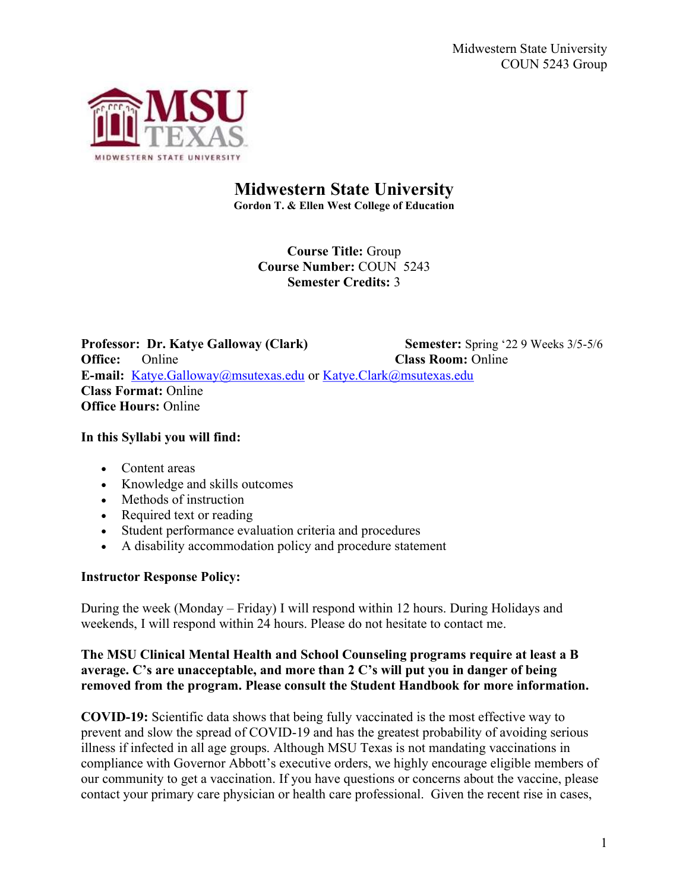# Midwestern State University

**Gordon T. & Ellen West College of Education**

**Course Title:** Group
**Course Number:** COUN 5243
**Semester Credits:** 3

**Professor: Dr. Katye Galloway (Clark)**
**Semester:** Spring '22 9 Weeks 3/5-5/6
**Office:** Online
**Class Room:** Online
**E-mail:** Katye.Galloway@msutexas.edu or Katye.Clark@msutexas.edu
**Class Format:** Online
**Office Hours:** Online

**In this Syllabi you will find:**

- Content areas
- Knowledge and skills outcomes
- Methods of instruction
- Required text or reading
- Student performance evaluation criteria and procedures
- A disability accommodation policy and procedure statement

**Instructor Response Policy:**

During the week (Monday – Friday) I will respond within 12 hours. During Holidays and weekends, I will respond within 24 hours. Please do not hesitate to contact me.

**The MSU Clinical Mental Health and School Counseling programs require at least a B average. C's are unacceptable, and more than 2 C's will put you in danger of being removed from the program. Please consult the Student Handbook for more information.**

**COVID-19:** Scientific data shows that being fully vaccinated is the most effective way to prevent and slow the spread of COVID-19 and has the greatest probability of avoiding serious illness if infected in all age groups. Although MSU Texas is not mandating vaccinations in compliance with Governor Abbott's executive orders, we highly encourage eligible members of our community to get a vaccination. If you have questions or concerns about the vaccine, please contact your primary care physician or health care professional. Given the recent rise in cases,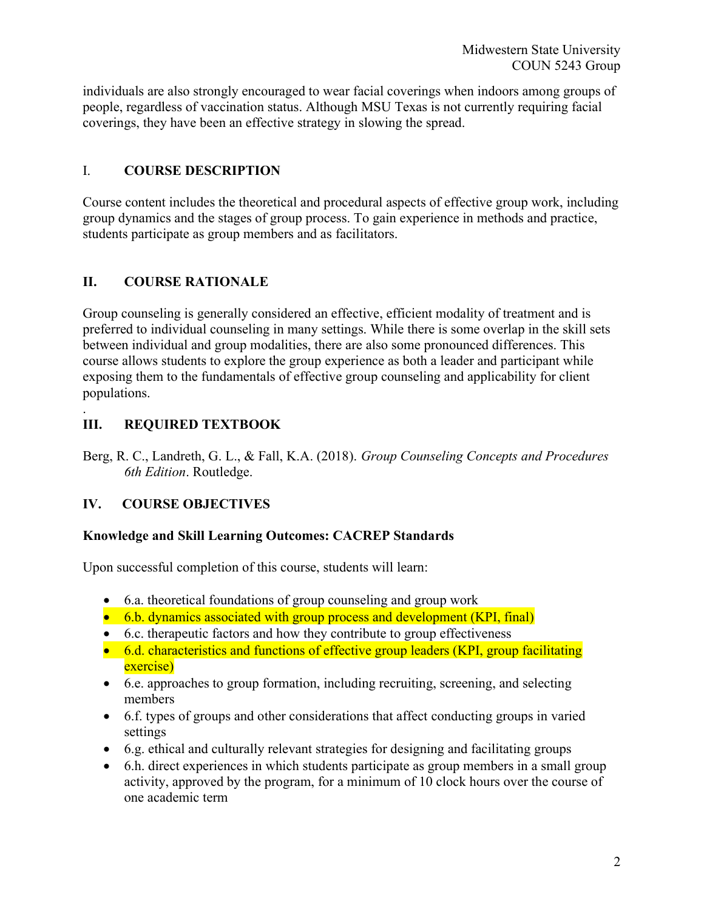individuals are also strongly encouraged to wear facial coverings when indoors among groups of people, regardless of vaccination status. Although MSU Texas is not currently requiring facial coverings, they have been an effective strategy in slowing the spread.

## I. COURSE DESCRIPTION

Course content includes the theoretical and procedural aspects of effective group work, including group dynamics and the stages of group process. To gain experience in methods and practice, students participate as group members and as facilitators.

## II. COURSE RATIONALE

Group counseling is generally considered an effective, efficient modality of treatment and is preferred to individual counseling in many settings. While there is some overlap in the skill sets between individual and group modalities, there are also some pronounced differences. This course allows students to explore the group experience as both a leader and participant while exposing them to the fundamentals of effective group counseling and applicability for client populations.

.

## III. REQUIRED TEXTBOOK

Berg, R. C., Landreth, G. L., & Fall, K.A. (2018). *Group Counseling Concepts and Procedures 6th Edition*. Routledge.

## IV. COURSE OBJECTIVES

**Knowledge and Skill Learning Outcomes: CACREP Standards**

Upon successful completion of this course, students will learn:

- 6.a. theoretical foundations of group counseling and group work
- 6.b. dynamics associated with group process and development (KPI, final)
- 6.c. therapeutic factors and how they contribute to group effectiveness
- 6.d. characteristics and functions of effective group leaders (KPI, group facilitating exercise)
- 6.e. approaches to group formation, including recruiting, screening, and selecting members
- 6.f. types of groups and other considerations that affect conducting groups in varied settings
- 6.g. ethical and culturally relevant strategies for designing and facilitating groups
- 6.h. direct experiences in which students participate as group members in a small group activity, approved by the program, for a minimum of 10 clock hours over the course of one academic term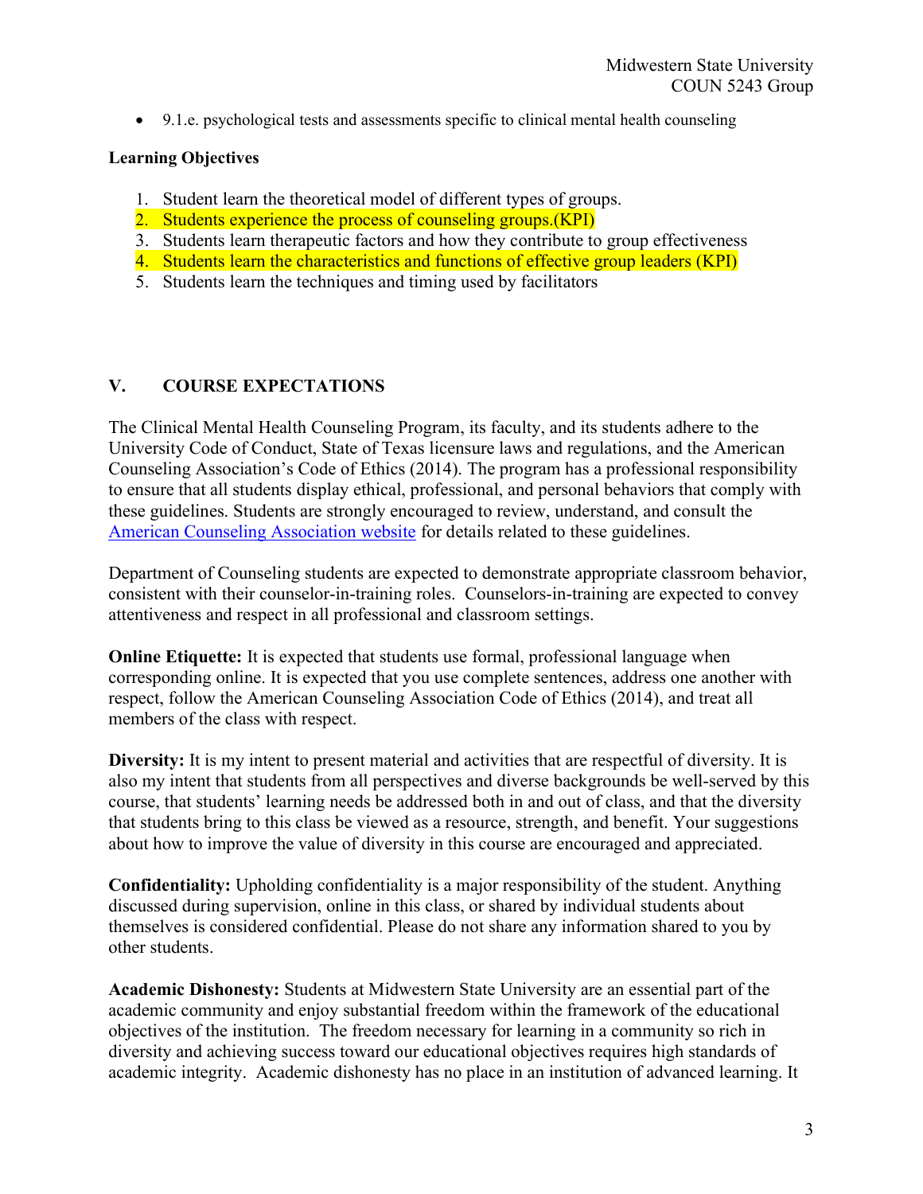- 9.1.e. psychological tests and assessments specific to clinical mental health counseling

**Learning Objectives**

1. Student learn the theoretical model of different types of groups.
2. Students experience the process of counseling groups.(KPI)
3. Students learn therapeutic factors and how they contribute to group effectiveness
4. Students learn the characteristics and functions of effective group leaders (KPI)
5. Students learn the techniques and timing used by facilitators

## V. COURSE EXPECTATIONS

The Clinical Mental Health Counseling Program, its faculty, and its students adhere to the University Code of Conduct, State of Texas licensure laws and regulations, and the American Counseling Association's Code of Ethics (2014). The program has a professional responsibility to ensure that all students display ethical, professional, and personal behaviors that comply with these guidelines. Students are strongly encouraged to review, understand, and consult the American Counseling Association website for details related to these guidelines.

Department of Counseling students are expected to demonstrate appropriate classroom behavior, consistent with their counselor-in-training roles. Counselors-in-training are expected to convey attentiveness and respect in all professional and classroom settings.

**Online Etiquette:** It is expected that students use formal, professional language when corresponding online. It is expected that you use complete sentences, address one another with respect, follow the American Counseling Association Code of Ethics (2014), and treat all members of the class with respect.

**Diversity:** It is my intent to present material and activities that are respectful of diversity. It is also my intent that students from all perspectives and diverse backgrounds be well-served by this course, that students' learning needs be addressed both in and out of class, and that the diversity that students bring to this class be viewed as a resource, strength, and benefit. Your suggestions about how to improve the value of diversity in this course are encouraged and appreciated.

**Confidentiality:** Upholding confidentiality is a major responsibility of the student. Anything discussed during supervision, online in this class, or shared by individual students about themselves is considered confidential. Please do not share any information shared to you by other students.

**Academic Dishonesty:** Students at Midwestern State University are an essential part of the academic community and enjoy substantial freedom within the framework of the educational objectives of the institution. The freedom necessary for learning in a community so rich in diversity and achieving success toward our educational objectives requires high standards of academic integrity. Academic dishonesty has no place in an institution of advanced learning. It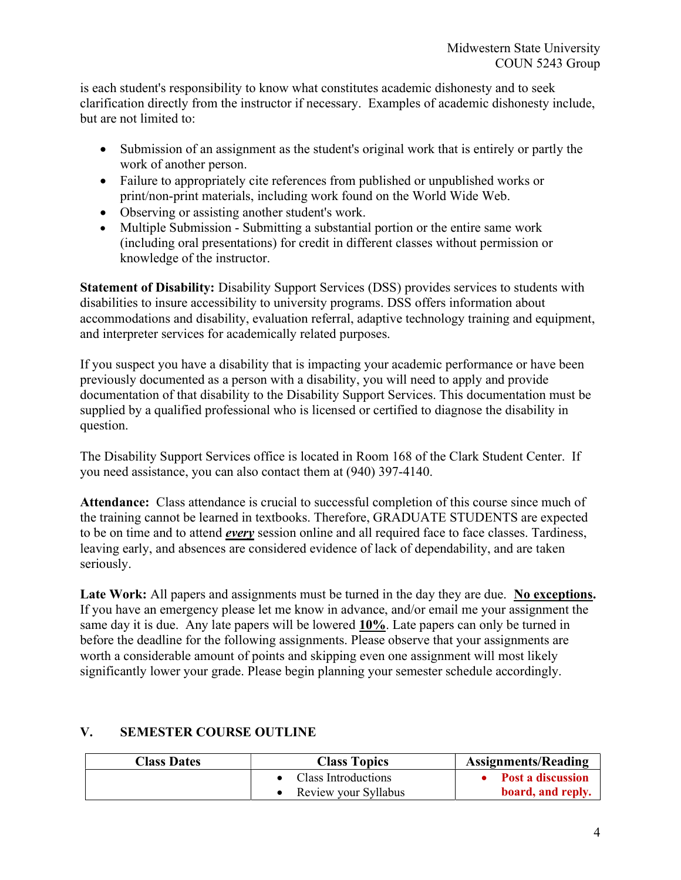is each student's responsibility to know what constitutes academic dishonesty and to seek clarification directly from the instructor if necessary. Examples of academic dishonesty include, but are not limited to:

- Submission of an assignment as the student's original work that is entirely or partly the work of another person.
- Failure to appropriately cite references from published or unpublished works or print/non-print materials, including work found on the World Wide Web.
- Observing or assisting another student's work.
- Multiple Submission - Submitting a substantial portion or the entire same work (including oral presentations) for credit in different classes without permission or knowledge of the instructor.

**Statement of Disability:** Disability Support Services (DSS) provides services to students with disabilities to insure accessibility to university programs. DSS offers information about accommodations and disability, evaluation referral, adaptive technology training and equipment, and interpreter services for academically related purposes.

If you suspect you have a disability that is impacting your academic performance or have been previously documented as a person with a disability, you will need to apply and provide documentation of that disability to the Disability Support Services. This documentation must be supplied by a qualified professional who is licensed or certified to diagnose the disability in question.

The Disability Support Services office is located in Room 168 of the Clark Student Center. If you need assistance, you can also contact them at (940) 397-4140.

**Attendance:** Class attendance is crucial to successful completion of this course since much of the training cannot be learned in textbooks. Therefore, GRADUATE STUDENTS are expected to be on time and to attend ***every*** session online and all required face to face classes. Tardiness, leaving early, and absences are considered evidence of lack of dependability, and are taken seriously.

**Late Work:** All papers and assignments must be turned in the day they are due. **No exceptions.** If you have an emergency please let me know in advance, and/or email me your assignment the same day it is due. Any late papers will be lowered **10%**. Late papers can only be turned in before the deadline for the following assignments. Please observe that your assignments are worth a considerable amount of points and skipping even one assignment will most likely significantly lower your grade. Please begin planning your semester schedule accordingly.

## V. SEMESTER COURSE OUTLINE

| Class Dates | Class Topics | Assignments/Reading |
|---|---|---|
| | • Class Introductions<br>• Review your Syllabus | • **Post a discussion board, and reply.** |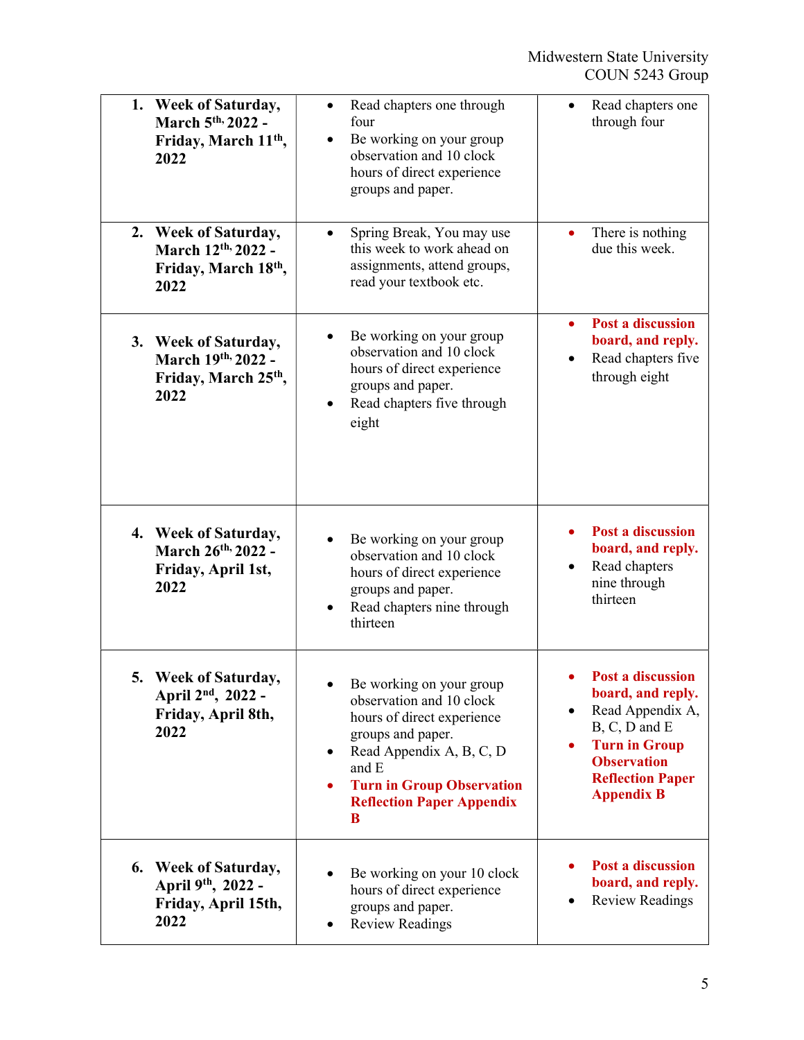| | | |
|---|---|---|
| **1. Week of Saturday, March 5th, 2022 - Friday, March 11th, 2022** | • Read chapters one through four<br>• Be working on your group observation and 10 clock hours of direct experience groups and paper. | • Read chapters one through four |
| **2. Week of Saturday, March 12th, 2022 - Friday, March 18th, 2022** | • Spring Break, You may use this week to work ahead on assignments, attend groups, read your textbook etc. | • There is nothing due this week. |
| **3. Week of Saturday, March 19th, 2022 - Friday, March 25th, 2022** | • Be working on your group observation and 10 clock hours of direct experience groups and paper.<br>• Read chapters five through eight | • **Post a discussion board, and reply.**<br>• Read chapters five through eight |
| **4. Week of Saturday, March 26th, 2022 - Friday, April 1st, 2022** | • Be working on your group observation and 10 clock hours of direct experience groups and paper.<br>• Read chapters nine through thirteen | • **Post a discussion board, and reply.**<br>• Read chapters nine through thirteen |
| **5. Week of Saturday, April 2nd, 2022 - Friday, April 8th, 2022** | • Be working on your group observation and 10 clock hours of direct experience groups and paper.<br>• Read Appendix A, B, C, D and E<br>• **Turn in Group Observation Reflection Paper Appendix B** | • **Post a discussion board, and reply.**<br>• Read Appendix A, B, C, D and E<br>• **Turn in Group Observation Reflection Paper Appendix B** |
| **6. Week of Saturday, April 9th, 2022 - Friday, April 15th, 2022** | • Be working on your 10 clock hours of direct experience groups and paper.<br>• Review Readings | • **Post a discussion board, and reply.**<br>• Review Readings |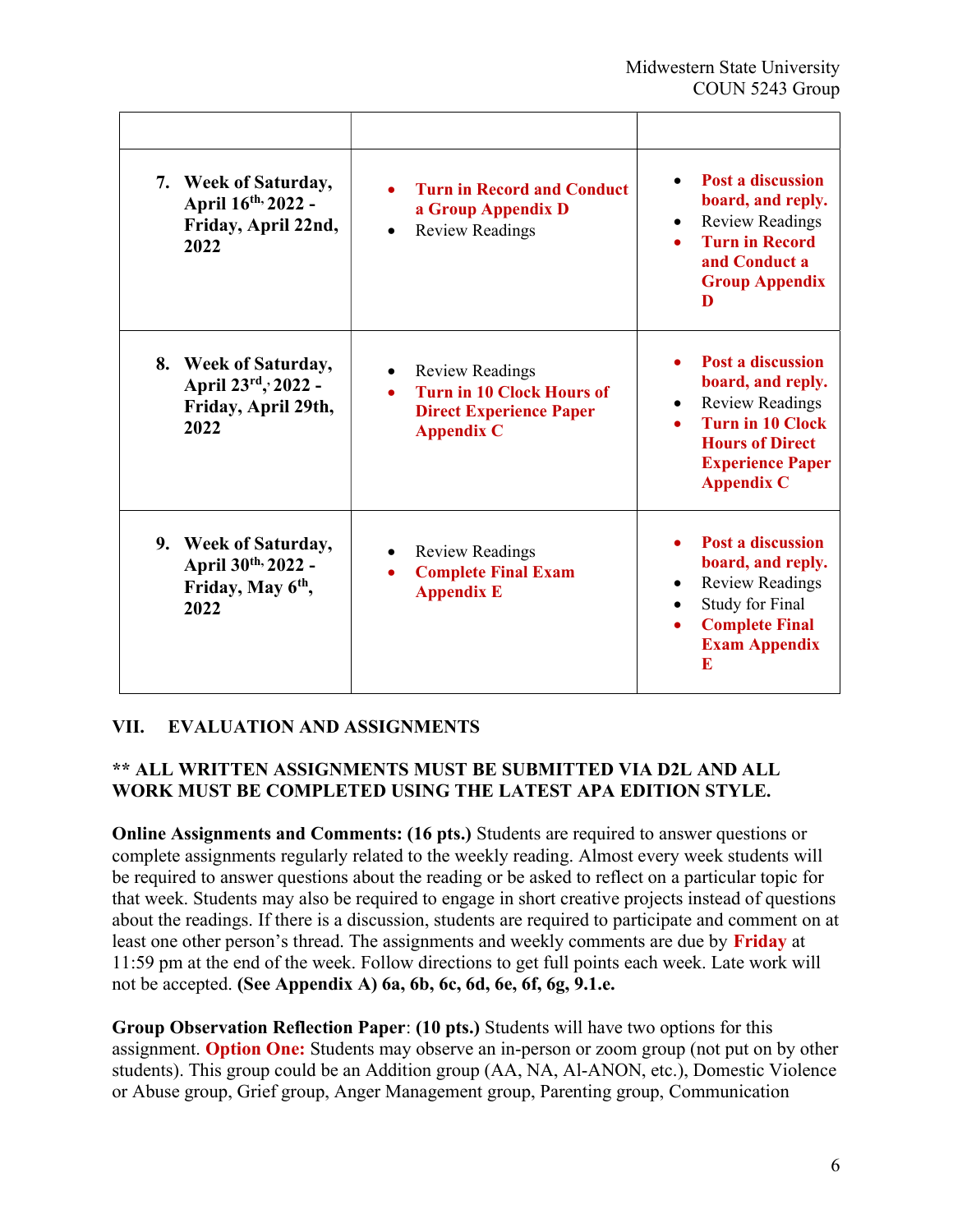| | | |
|---|---|---|
| 7. **Week of Saturday, April 16th, 2022 - Friday, April 22nd, 2022** | • **Turn in Record and Conduct a Group Appendix D**<br>• Review Readings | • **Post a discussion board, and reply.**<br>• Review Readings<br>• **Turn in Record and Conduct a Group Appendix D** |
| 8. **Week of Saturday, April 23rd, 2022 - Friday, April 29th, 2022** | • Review Readings<br>• **Turn in 10 Clock Hours of Direct Experience Paper Appendix C** | • **Post a discussion board, and reply.**<br>• Review Readings<br>• **Turn in 10 Clock Hours of Direct Experience Paper Appendix C** |
| 9. **Week of Saturday, April 30th, 2022 - Friday, May 6th, 2022** | • Review Readings<br>• **Complete Final Exam Appendix E** | • **Post a discussion board, and reply.**<br>• Review Readings<br>• Study for Final<br>• **Complete Final Exam Appendix E** |

## VII. EVALUATION AND ASSIGNMENTS

**** ALL WRITTEN ASSIGNMENTS MUST BE SUBMITTED VIA D2L AND ALL WORK MUST BE COMPLETED USING THE LATEST APA EDITION STYLE.**

**Online Assignments and Comments: (16 pts.)** Students are required to answer questions or complete assignments regularly related to the weekly reading. Almost every week students will be required to answer questions about the reading or be asked to reflect on a particular topic for that week. Students may also be required to engage in short creative projects instead of questions about the readings. If there is a discussion, students are required to participate and comment on at least one other person's thread. The assignments and weekly comments are due by **Friday** at 11:59 pm at the end of the week. Follow directions to get full points each week. Late work will not be accepted. **(See Appendix A) 6a, 6b, 6c, 6d, 6e, 6f, 6g, 9.1.e.**

**Group Observation Reflection Paper**: **(10 pts.)** Students will have two options for this assignment. **Option One:** Students may observe an in-person or zoom group (not put on by other students). This group could be an Addition group (AA, NA, Al-ANON, etc.), Domestic Violence or Abuse group, Grief group, Anger Management group, Parenting group, Communication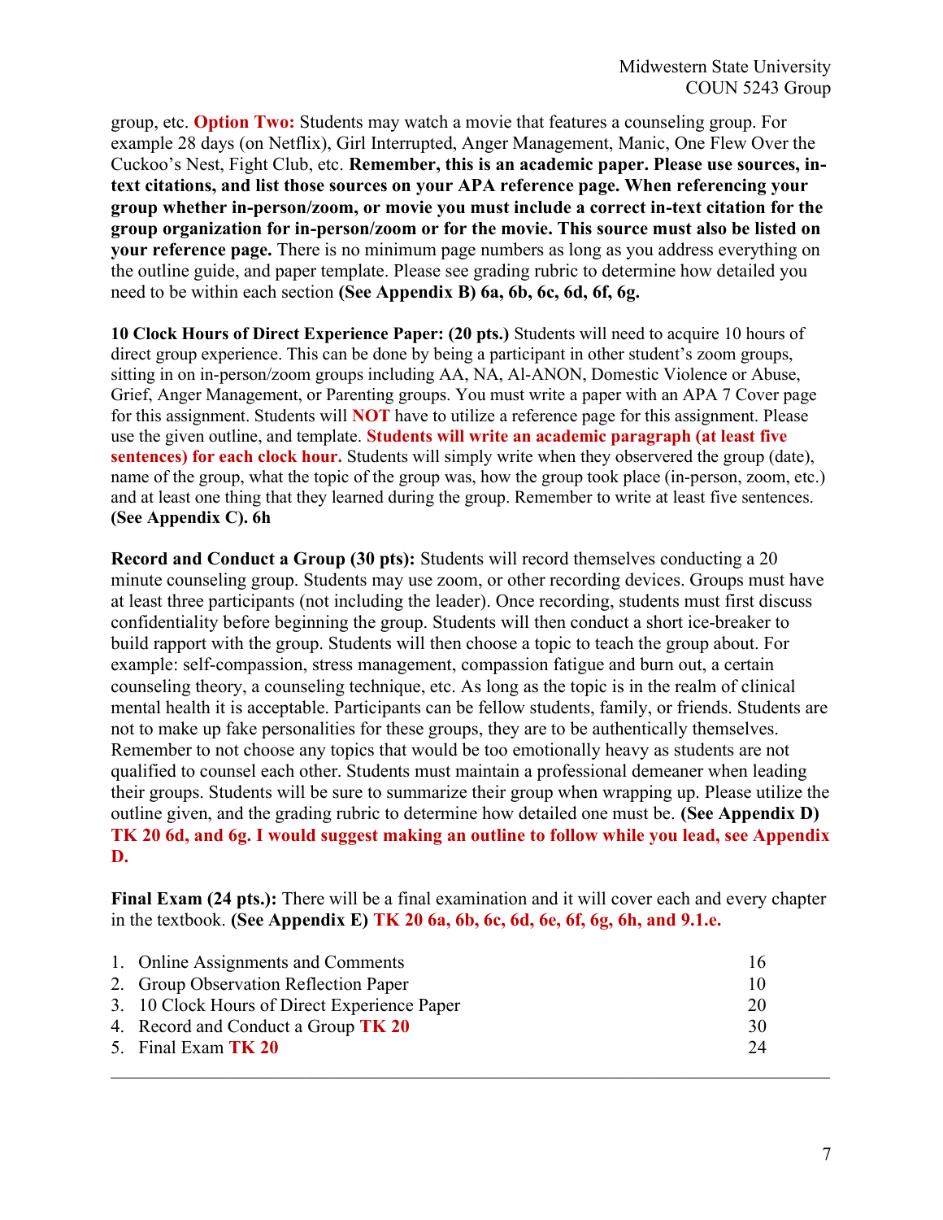group, etc. **Option Two:** Students may watch a movie that features a counseling group. For example 28 days (on Netflix), Girl Interrupted, Anger Management, Manic, One Flew Over the Cuckoo's Nest, Fight Club, etc. **Remember, this is an academic paper. Please use sources, in-text citations, and list those sources on your APA reference page. When referencing your group whether in-person/zoom, or movie you must include a correct in-text citation for the group organization for in-person/zoom or for the movie. This source must also be listed on your reference page.** There is no minimum page numbers as long as you address everything on the outline guide, and paper template. Please see grading rubric to determine how detailed you need to be within each section **(See Appendix B) 6a, 6b, 6c, 6d, 6f, 6g.**

**10 Clock Hours of Direct Experience Paper: (20 pts.)** Students will need to acquire 10 hours of direct group experience. This can be done by being a participant in other student's zoom groups, sitting in on in-person/zoom groups including AA, NA, Al-ANON, Domestic Violence or Abuse, Grief, Anger Management, or Parenting groups. You must write a paper with an APA 7 Cover page for this assignment. Students will **NOT** have to utilize a reference page for this assignment. Please use the given outline, and template. **Students will write an academic paragraph (at least five sentences) for each clock hour.** Students will simply write when they observered the group (date), name of the group, what the topic of the group was, how the group took place (in-person, zoom, etc.) and at least one thing that they learned during the group. Remember to write at least five sentences. **(See Appendix C). 6h**

**Record and Conduct a Group (30 pts):** Students will record themselves conducting a 20 minute counseling group. Students may use zoom, or other recording devices. Groups must have at least three participants (not including the leader). Once recording, students must first discuss confidentiality before beginning the group. Students will then conduct a short ice-breaker to build rapport with the group. Students will then choose a topic to teach the group about. For example: self-compassion, stress management, compassion fatigue and burn out, a certain counseling theory, a counseling technique, etc. As long as the topic is in the realm of clinical mental health it is acceptable. Participants can be fellow students, family, or friends. Students are not to make up fake personalities for these groups, they are to be authentically themselves. Remember to not choose any topics that would be too emotionally heavy as students are not qualified to counsel each other. Students must maintain a professional demeaner when leading their groups. Students will be sure to summarize their group when wrapping up. Please utilize the outline given, and the grading rubric to determine how detailed one must be. **(See Appendix D) TK 20 6d, and 6g. I would suggest making an outline to follow while you lead, see Appendix D.**

**Final Exam (24 pts.):** There will be a final examination and it will cover each and every chapter in the textbook. **(See Appendix E) TK 20 6a, 6b, 6c, 6d, 6e, 6f, 6g, 6h, and 9.1.e.**

| | |
|---|---|
| 1. Online Assignments and Comments | 16 |
| 2. Group Observation Reflection Paper | 10 |
| 3. 10 Clock Hours of Direct Experience Paper | 20 |
| 4. Record and Conduct a Group **TK 20** | 30 |
| 5. Final Exam **TK 20** | 24 |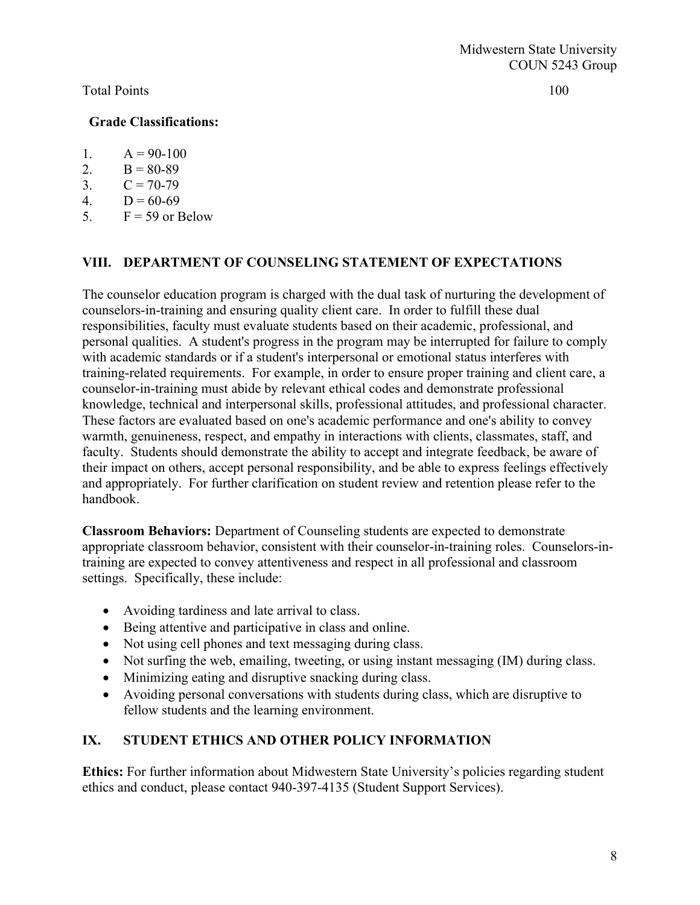Total Points 100

**Grade Classifications:**

1. A = 90-100
2. B = 80-89
3. C = 70-79
4. D = 60-69
5. F = 59 or Below

## VIII. DEPARTMENT OF COUNSELING STATEMENT OF EXPECTATIONS

The counselor education program is charged with the dual task of nurturing the development of counselors-in-training and ensuring quality client care. In order to fulfill these dual responsibilities, faculty must evaluate students based on their academic, professional, and personal qualities. A student's progress in the program may be interrupted for failure to comply with academic standards or if a student's interpersonal or emotional status interferes with training-related requirements. For example, in order to ensure proper training and client care, a counselor-in-training must abide by relevant ethical codes and demonstrate professional knowledge, technical and interpersonal skills, professional attitudes, and professional character. These factors are evaluated based on one's academic performance and one's ability to convey warmth, genuineness, respect, and empathy in interactions with clients, classmates, staff, and faculty. Students should demonstrate the ability to accept and integrate feedback, be aware of their impact on others, accept personal responsibility, and be able to express feelings effectively and appropriately. For further clarification on student review and retention please refer to the handbook.

**Classroom Behaviors:** Department of Counseling students are expected to demonstrate appropriate classroom behavior, consistent with their counselor-in-training roles. Counselors-in-training are expected to convey attentiveness and respect in all professional and classroom settings. Specifically, these include:

- Avoiding tardiness and late arrival to class.
- Being attentive and participative in class and online.
- Not using cell phones and text messaging during class.
- Not surfing the web, emailing, tweeting, or using instant messaging (IM) during class.
- Minimizing eating and disruptive snacking during class.
- Avoiding personal conversations with students during class, which are disruptive to fellow students and the learning environment.

## IX. STUDENT ETHICS AND OTHER POLICY INFORMATION

**Ethics:** For further information about Midwestern State University's policies regarding student ethics and conduct, please contact 940-397-4135 (Student Support Services).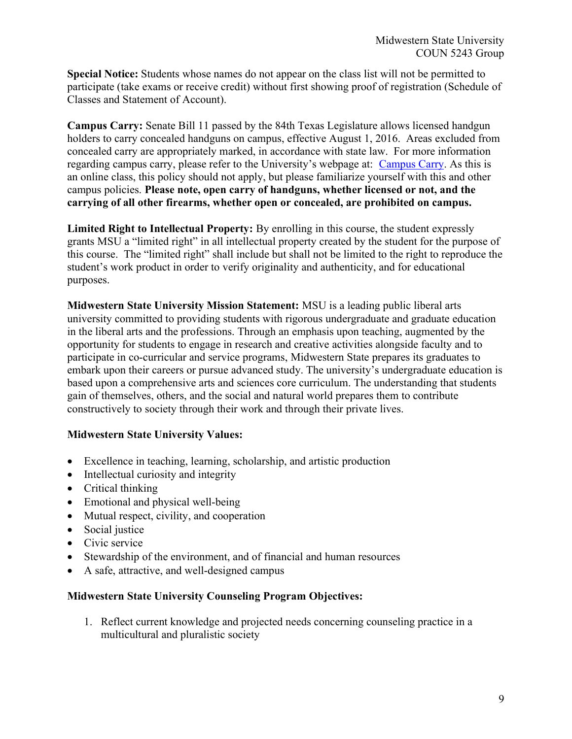**Special Notice:** Students whose names do not appear on the class list will not be permitted to participate (take exams or receive credit) without first showing proof of registration (Schedule of Classes and Statement of Account).

**Campus Carry:** Senate Bill 11 passed by the 84th Texas Legislature allows licensed handgun holders to carry concealed handguns on campus, effective August 1, 2016. Areas excluded from concealed carry are appropriately marked, in accordance with state law. For more information regarding campus carry, please refer to the University's webpage at: Campus Carry. As this is an online class, this policy should not apply, but please familiarize yourself with this and other campus policies. **Please note, open carry of handguns, whether licensed or not, and the carrying of all other firearms, whether open or concealed, are prohibited on campus.**

**Limited Right to Intellectual Property:** By enrolling in this course, the student expressly grants MSU a "limited right" in all intellectual property created by the student for the purpose of this course. The "limited right" shall include but shall not be limited to the right to reproduce the student's work product in order to verify originality and authenticity, and for educational purposes.

**Midwestern State University Mission Statement:** MSU is a leading public liberal arts university committed to providing students with rigorous undergraduate and graduate education in the liberal arts and the professions. Through an emphasis upon teaching, augmented by the opportunity for students to engage in research and creative activities alongside faculty and to participate in co-curricular and service programs, Midwestern State prepares its graduates to embark upon their careers or pursue advanced study. The university's undergraduate education is based upon a comprehensive arts and sciences core curriculum. The understanding that students gain of themselves, others, and the social and natural world prepares them to contribute constructively to society through their work and through their private lives.

**Midwestern State University Values:**

- Excellence in teaching, learning, scholarship, and artistic production
- Intellectual curiosity and integrity
- Critical thinking
- Emotional and physical well-being
- Mutual respect, civility, and cooperation
- Social justice
- Civic service
- Stewardship of the environment, and of financial and human resources
- A safe, attractive, and well-designed campus

**Midwestern State University Counseling Program Objectives:**

1. Reflect current knowledge and projected needs concerning counseling practice in a multicultural and pluralistic society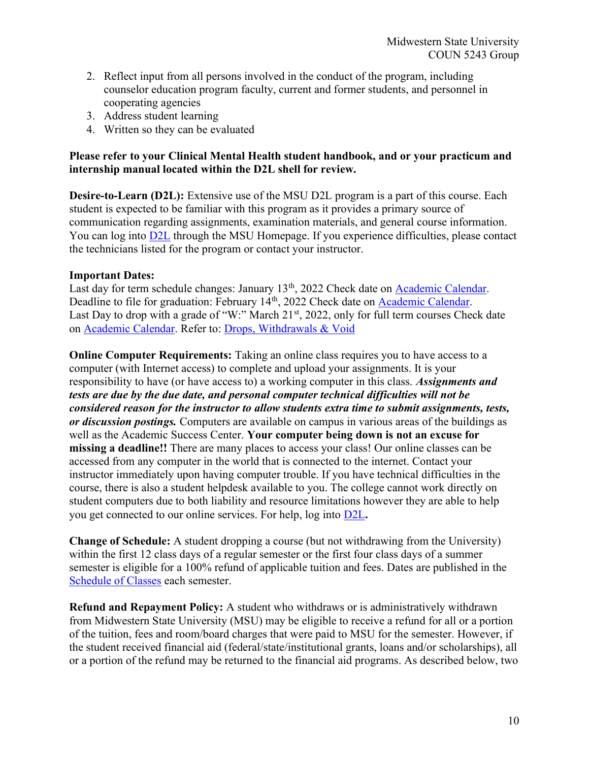2. Reflect input from all persons involved in the conduct of the program, including counselor education program faculty, current and former students, and personnel in cooperating agencies
3. Address student learning
4. Written so they can be evaluated

**Please refer to your Clinical Mental Health student handbook, and or your practicum and internship manual located within the D2L shell for review.**

**Desire-to-Learn (D2L):** Extensive use of the MSU D2L program is a part of this course. Each student is expected to be familiar with this program as it provides a primary source of communication regarding assignments, examination materials, and general course information. You can log into D2L through the MSU Homepage. If you experience difficulties, please contact the technicians listed for the program or contact your instructor.

**Important Dates:**
Last day for term schedule changes: January 13th, 2022 Check date on Academic Calendar.
Deadline to file for graduation: February 14th, 2022 Check date on Academic Calendar.
Last Day to drop with a grade of "W:" March 21st, 2022, only for full term courses Check date on Academic Calendar. Refer to: Drops, Withdrawals & Void

**Online Computer Requirements:** Taking an online class requires you to have access to a computer (with Internet access) to complete and upload your assignments. It is your responsibility to have (or have access to) a working computer in this class. ***Assignments and tests are due by the due date, and personal computer technical difficulties will not be considered reason for the instructor to allow students extra time to submit assignments, tests, or discussion postings.*** Computers are available on campus in various areas of the buildings as well as the Academic Success Center. **Your computer being down is not an excuse for missing a deadline!!** There are many places to access your class! Our online classes can be accessed from any computer in the world that is connected to the internet. Contact your instructor immediately upon having computer trouble. If you have technical difficulties in the course, there is also a student helpdesk available to you. The college cannot work directly on student computers due to both liability and resource limitations however they are able to help you get connected to our online services. For help, log into D2L**.**

**Change of Schedule:** A student dropping a course (but not withdrawing from the University) within the first 12 class days of a regular semester or the first four class days of a summer semester is eligible for a 100% refund of applicable tuition and fees. Dates are published in the Schedule of Classes each semester.

**Refund and Repayment Policy:** A student who withdraws or is administratively withdrawn from Midwestern State University (MSU) may be eligible to receive a refund for all or a portion of the tuition, fees and room/board charges that were paid to MSU for the semester. However, if the student received financial aid (federal/state/institutional grants, loans and/or scholarships), all or a portion of the refund may be returned to the financial aid programs. As described below, two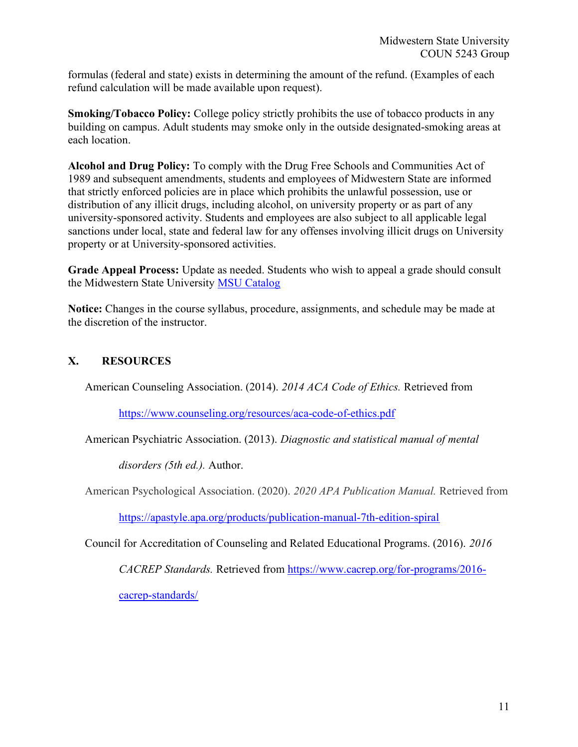formulas (federal and state) exists in determining the amount of the refund. (Examples of each refund calculation will be made available upon request).

**Smoking/Tobacco Policy:** College policy strictly prohibits the use of tobacco products in any building on campus. Adult students may smoke only in the outside designated-smoking areas at each location.

**Alcohol and Drug Policy:** To comply with the Drug Free Schools and Communities Act of 1989 and subsequent amendments, students and employees of Midwestern State are informed that strictly enforced policies are in place which prohibits the unlawful possession, use or distribution of any illicit drugs, including alcohol, on university property or as part of any university-sponsored activity. Students and employees are also subject to all applicable legal sanctions under local, state and federal law for any offenses involving illicit drugs on University property or at University-sponsored activities.

**Grade Appeal Process:** Update as needed. Students who wish to appeal a grade should consult the Midwestern State University [MSU Catalog]()

**Notice:** Changes in the course syllabus, procedure, assignments, and schedule may be made at the discretion of the instructor.

## X. RESOURCES

American Counseling Association. (2014). *2014 ACA Code of Ethics.* Retrieved from https://www.counseling.org/resources/aca-code-of-ethics.pdf

American Psychiatric Association. (2013). *Diagnostic and statistical manual of mental disorders (5th ed.).* Author.

American Psychological Association. (2020). *2020 APA Publication Manual.* Retrieved from https://apastyle.apa.org/products/publication-manual-7th-edition-spiral

Council for Accreditation of Counseling and Related Educational Programs. (2016). *2016 CACREP Standards.* Retrieved from https://www.cacrep.org/for-programs/2016-cacrep-standards/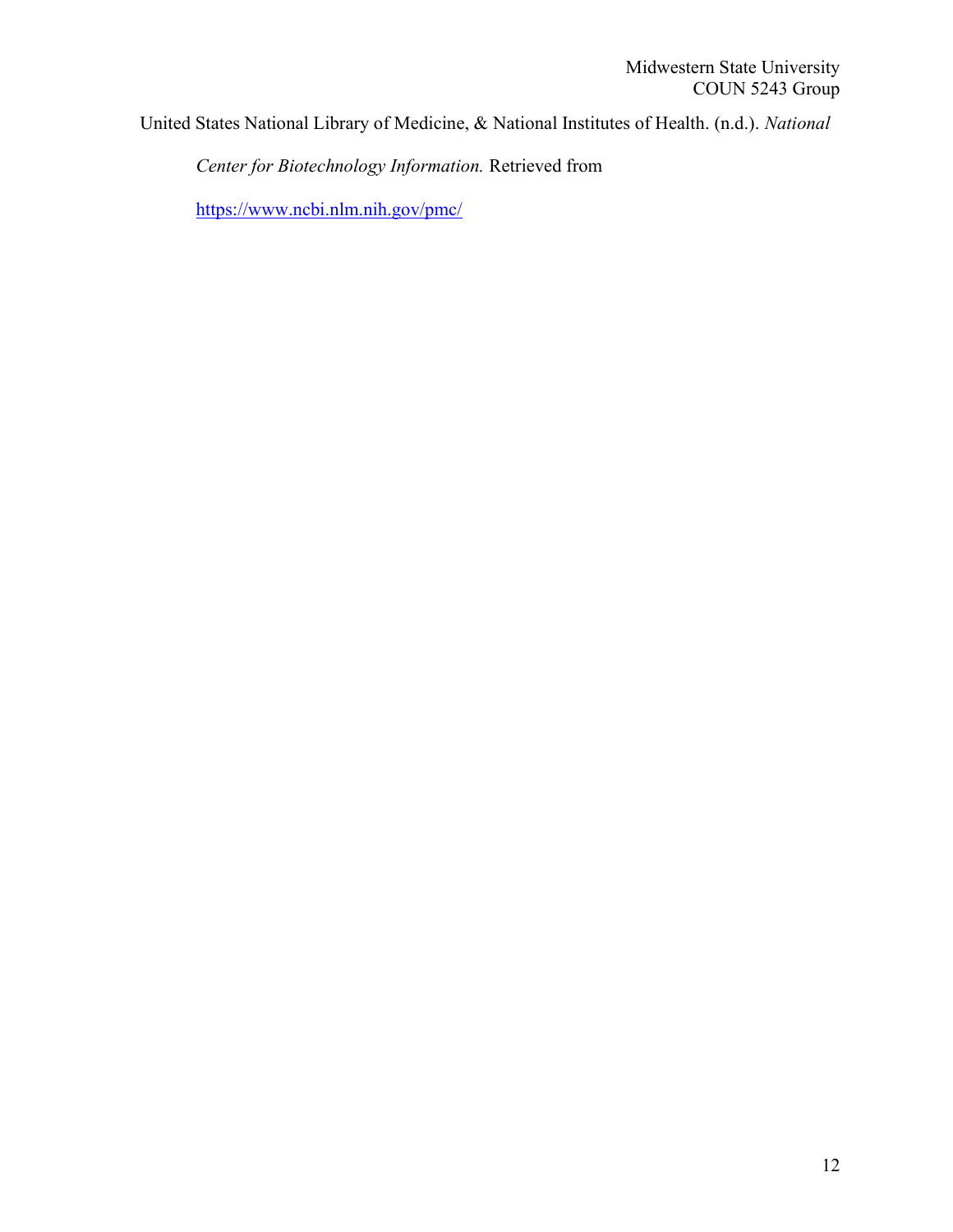United States National Library of Medicine, & National Institutes of Health. (n.d.). *National Center for Biotechnology Information.* Retrieved from https://www.ncbi.nlm.nih.gov/pmc/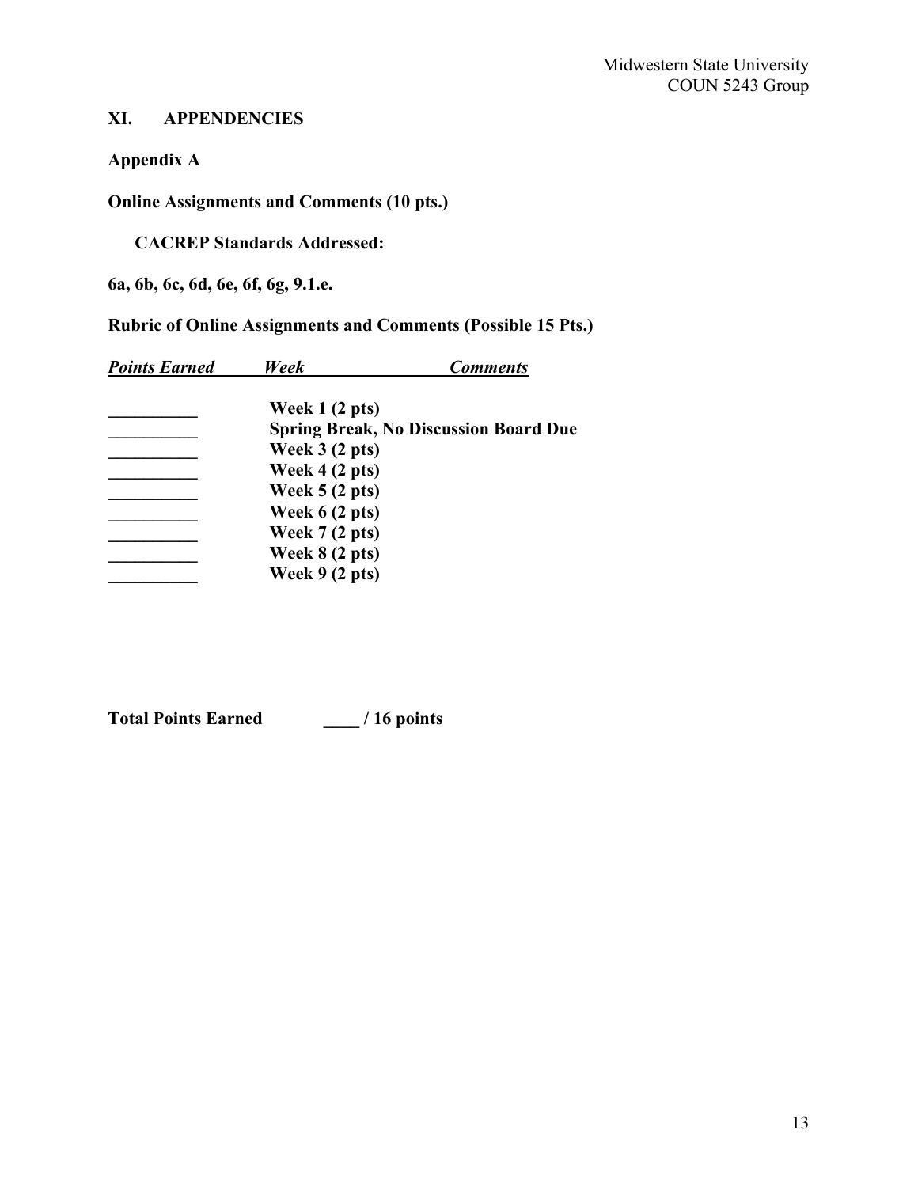## XI. APPENDENCIES

### Appendix A

**Online Assignments and Comments (10 pts.)**

**CACREP Standards Addressed:**

**6a, 6b, 6c, 6d, 6e, 6f, 6g, 9.1.e.**

**Rubric of Online Assignments and Comments (Possible 15 Pts.)**

| ***Points Earned*** | ***Week*** | ***Comments*** |
|---|---|---|
| __________ | **Week 1 (2 pts)** | |
| __________ | **Spring Break, No Discussion Board Due** | |
| __________ | **Week 3 (2 pts)** | |
| __________ | **Week 4 (2 pts)** | |
| __________ | **Week 5 (2 pts)** | |
| __________ | **Week 6 (2 pts)** | |
| __________ | **Week 7 (2 pts)** | |
| __________ | **Week 8 (2 pts)** | |
| __________ | **Week 9 (2 pts)** | |

**Total Points Earned ____ / 16 points**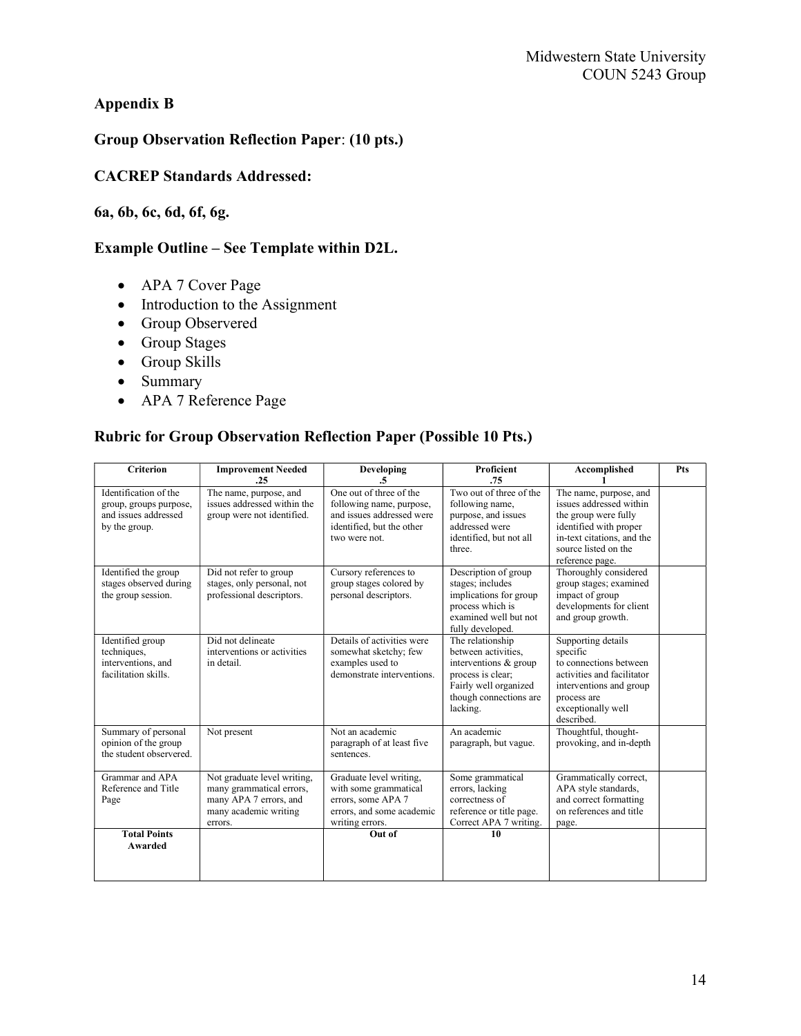## Appendix B

### Group Observation Reflection Paper: (10 pts.)

### CACREP Standards Addressed:

**6a, 6b, 6c, 6d, 6f, 6g.**

### Example Outline – See Template within D2L.

- APA 7 Cover Page
- Introduction to the Assignment
- Group Observered
- Group Stages
- Group Skills
- Summary
- APA 7 Reference Page

### Rubric for Group Observation Reflection Paper (Possible 10 Pts.)

| Criterion | Improvement Needed .25 | Developing .5 | Proficient .75 | Accomplished 1 | Pts |
|---|---|---|---|---|---|
| Identification of the group, groups purpose, and issues addressed by the group. | The name, purpose, and issues addressed within the group were not identified. | One out of three of the following name, purpose, and issues addressed were identified, but the other two were not. | Two out of three of the following name, purpose, and issues addressed were identified, but not all three. | The name, purpose, and issues addressed within the group were fully identified with proper in-text citations, and the source listed on the reference page. | |
| Identified the group stages observed during the group session. | Did not refer to group stages, only personal, not professional descriptors. | Cursory references to group stages colored by personal descriptors. | Description of group stages; includes implications for group process which is examined well but not fully developed. | Thoroughly considered group stages; examined impact of group developments for client and group growth. | |
| Identified group techniques, interventions, and facilitation skills. | Did not delineate interventions or activities in detail. | Details of activities were somewhat sketchy; few examples used to demonstrate interventions. | The relationship between activities, interventions & group process is clear; Fairly well organized though connections are lacking. | Supporting details specific to connections between activities and facilitator interventions and group process are exceptionally well described. | |
| Summary of personal opinion of the group the student observed. | Not present | Not an academic paragraph of at least five sentences. | An academic paragraph, but vague. | Thoughtful, thought-provoking, and in-depth | |
| Grammar and APA Reference and Title Page | Not graduate level writing, many grammatical errors, many APA 7 errors, and many academic writing errors. | Graduate level writing, with some grammatical errors, some APA 7 errors, and some academic writing errors. | Some grammatical errors, lacking correctness of reference or title page. Correct APA 7 writing. | Grammatically correct, APA style standards, and correct formatting on references and title page. | |
| **Total Points Awarded** | | **Out of** | **10** | | |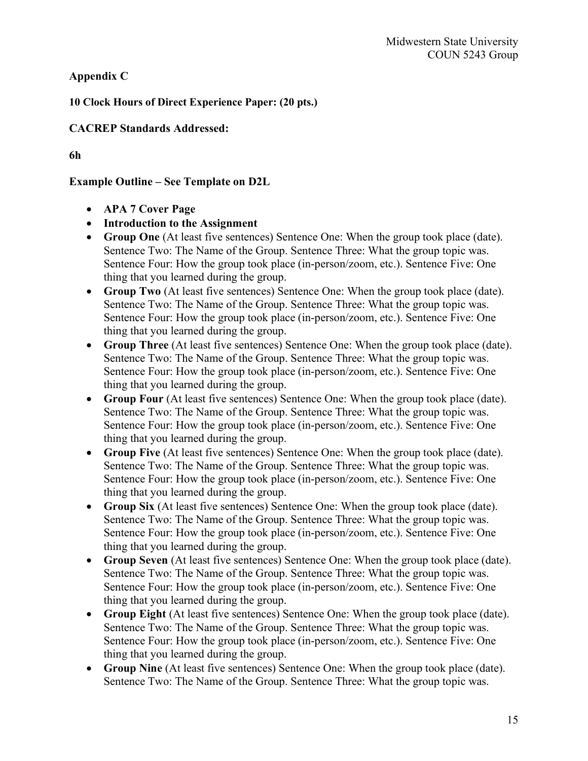**Appendix C**

**10 Clock Hours of Direct Experience Paper: (20 pts.)**

**CACREP Standards Addressed:**

**6h**

**Example Outline – See Template on D2L**

- **APA 7 Cover Page**
- **Introduction to the Assignment**
- **Group One** (At least five sentences) Sentence One: When the group took place (date). Sentence Two: The Name of the Group. Sentence Three: What the group topic was. Sentence Four: How the group took place (in-person/zoom, etc.). Sentence Five: One thing that you learned during the group.
- **Group Two** (At least five sentences) Sentence One: When the group took place (date). Sentence Two: The Name of the Group. Sentence Three: What the group topic was. Sentence Four: How the group took place (in-person/zoom, etc.). Sentence Five: One thing that you learned during the group.
- **Group Three** (At least five sentences) Sentence One: When the group took place (date). Sentence Two: The Name of the Group. Sentence Three: What the group topic was. Sentence Four: How the group took place (in-person/zoom, etc.). Sentence Five: One thing that you learned during the group.
- **Group Four** (At least five sentences) Sentence One: When the group took place (date). Sentence Two: The Name of the Group. Sentence Three: What the group topic was. Sentence Four: How the group took place (in-person/zoom, etc.). Sentence Five: One thing that you learned during the group.
- **Group Five** (At least five sentences) Sentence One: When the group took place (date). Sentence Two: The Name of the Group. Sentence Three: What the group topic was. Sentence Four: How the group took place (in-person/zoom, etc.). Sentence Five: One thing that you learned during the group.
- **Group Six** (At least five sentences) Sentence One: When the group took place (date). Sentence Two: The Name of the Group. Sentence Three: What the group topic was. Sentence Four: How the group took place (in-person/zoom, etc.). Sentence Five: One thing that you learned during the group.
- **Group Seven** (At least five sentences) Sentence One: When the group took place (date). Sentence Two: The Name of the Group. Sentence Three: What the group topic was. Sentence Four: How the group took place (in-person/zoom, etc.). Sentence Five: One thing that you learned during the group.
- **Group Eight** (At least five sentences) Sentence One: When the group took place (date). Sentence Two: The Name of the Group. Sentence Three: What the group topic was. Sentence Four: How the group took place (in-person/zoom, etc.). Sentence Five: One thing that you learned during the group.
- **Group Nine** (At least five sentences) Sentence One: When the group took place (date). Sentence Two: The Name of the Group. Sentence Three: What the group topic was.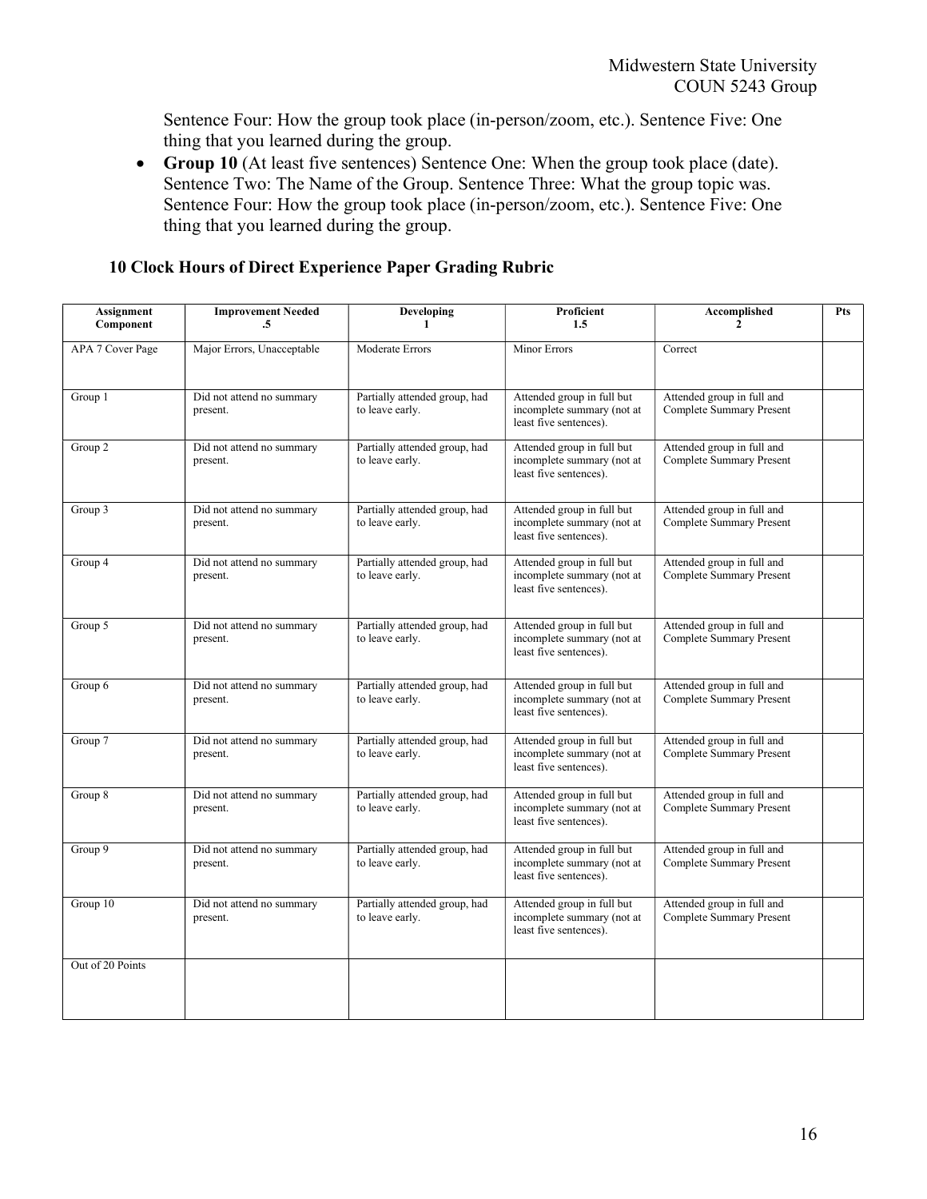Sentence Four: How the group took place (in-person/zoom, etc.). Sentence Five: One thing that you learned during the group.

- **Group 10** (At least five sentences) Sentence One: When the group took place (date). Sentence Two: The Name of the Group. Sentence Three: What the group topic was. Sentence Four: How the group took place (in-person/zoom, etc.). Sentence Five: One thing that you learned during the group.

### 10 Clock Hours of Direct Experience Paper Grading Rubric

| Assignment Component | Improvement Needed .5 | Developing 1 | Proficient 1.5 | Accomplished 2 | Pts |
|---|---|---|---|---|---|
| APA 7 Cover Page | Major Errors, Unacceptable | Moderate Errors | Minor Errors | Correct | |
| Group 1 | Did not attend no summary present. | Partially attended group, had to leave early. | Attended group in full but incomplete summary (not at least five sentences). | Attended group in full and Complete Summary Present | |
| Group 2 | Did not attend no summary present. | Partially attended group, had to leave early. | Attended group in full but incomplete summary (not at least five sentences). | Attended group in full and Complete Summary Present | |
| Group 3 | Did not attend no summary present. | Partially attended group, had to leave early. | Attended group in full but incomplete summary (not at least five sentences). | Attended group in full and Complete Summary Present | |
| Group 4 | Did not attend no summary present. | Partially attended group, had to leave early. | Attended group in full but incomplete summary (not at least five sentences). | Attended group in full and Complete Summary Present | |
| Group 5 | Did not attend no summary present. | Partially attended group, had to leave early. | Attended group in full but incomplete summary (not at least five sentences). | Attended group in full and Complete Summary Present | |
| Group 6 | Did not attend no summary present. | Partially attended group, had to leave early. | Attended group in full but incomplete summary (not at least five sentences). | Attended group in full and Complete Summary Present | |
| Group 7 | Did not attend no summary present. | Partially attended group, had to leave early. | Attended group in full but incomplete summary (not at least five sentences). | Attended group in full and Complete Summary Present | |
| Group 8 | Did not attend no summary present. | Partially attended group, had to leave early. | Attended group in full but incomplete summary (not at least five sentences). | Attended group in full and Complete Summary Present | |
| Group 9 | Did not attend no summary present. | Partially attended group, had to leave early. | Attended group in full but incomplete summary (not at least five sentences). | Attended group in full and Complete Summary Present | |
| Group 10 | Did not attend no summary present. | Partially attended group, had to leave early. | Attended group in full but incomplete summary (not at least five sentences). | Attended group in full and Complete Summary Present | |
| Out of 20 Points | | | | | |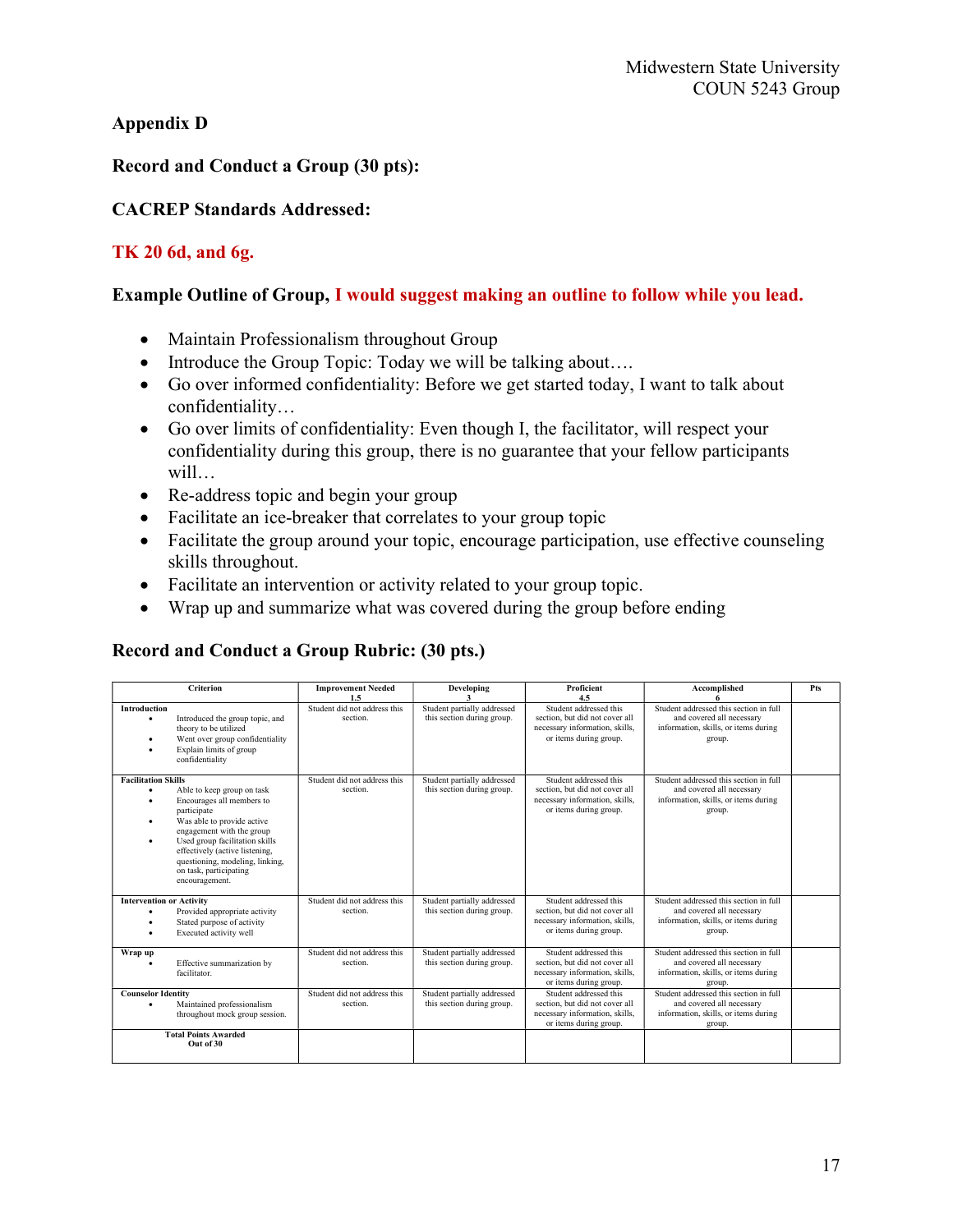## Appendix D

**Record and Conduct a Group (30 pts):**

**CACREP Standards Addressed:**

**TK 20 6d, and 6g.**

**Example Outline of Group, I would suggest making an outline to follow while you lead.**

- Maintain Professionalism throughout Group
- Introduce the Group Topic: Today we will be talking about….
- Go over informed confidentiality: Before we get started today, I want to talk about confidentiality…
- Go over limits of confidentiality: Even though I, the facilitator, will respect your confidentiality during this group, there is no guarantee that your fellow participants will…
- Re-address topic and begin your group
- Facilitate an ice-breaker that correlates to your group topic
- Facilitate the group around your topic, encourage participation, use effective counseling skills throughout.
- Facilitate an intervention or activity related to your group topic.
- Wrap up and summarize what was covered during the group before ending

**Record and Conduct a Group Rubric: (30 pts.)**

| Criterion | Improvement Needed 1.5 | Developing 3 | Proficient 4.5 | Accomplished 6 | Pts |
|---|---|---|---|---|---|
| **Introduction**<br>• Introduced the group topic, and theory to be utilized<br>• Went over group confidentiality<br>• Explain limits of group confidentiality | Student did not address this section. | Student partially addressed this section during group. | Student addressed this section, but did not cover all necessary information, skills, or items during group. | Student addressed this section in full and covered all necessary information, skills, or items during group. | |
| **Facilitation Skills**<br>• Able to keep group on task<br>• Encourages all members to participate<br>• Was able to provide active engagement with the group<br>• Used group facilitation skills effectively (active listening, questioning, modeling, linking, on task, participating encouragement. | Student did not address this section. | Student partially addressed this section during group. | Student addressed this section, but did not cover all necessary information, skills, or items during group. | Student addressed this section in full and covered all necessary information, skills, or items during group. | |
| **Intervention or Activity**<br>• Provided appropriate activity<br>• Stated purpose of activity<br>• Executed activity well | Student did not address this section. | Student partially addressed this section during group. | Student addressed this section, but did not cover all necessary information, skills, or items during group. | Student addressed this section in full and covered all necessary information, skills, or items during group. | |
| **Wrap up**<br>• Effective summarization by facilitator. | Student did not address this section. | Student partially addressed this section during group. | Student addressed this section, but did not cover all necessary information, skills, or items during group. | Student addressed this section in full and covered all necessary information, skills, or items during group. | |
| **Counselor Identity**<br>• Maintained professionalism throughout mock group session. | Student did not address this section. | Student partially addressed this section during group. | Student addressed this section, but did not cover all necessary information, skills, or items during group. | Student addressed this section in full and covered all necessary information, skills, or items during group. | |
| **Total Points Awarded Out of 30** | | | | | |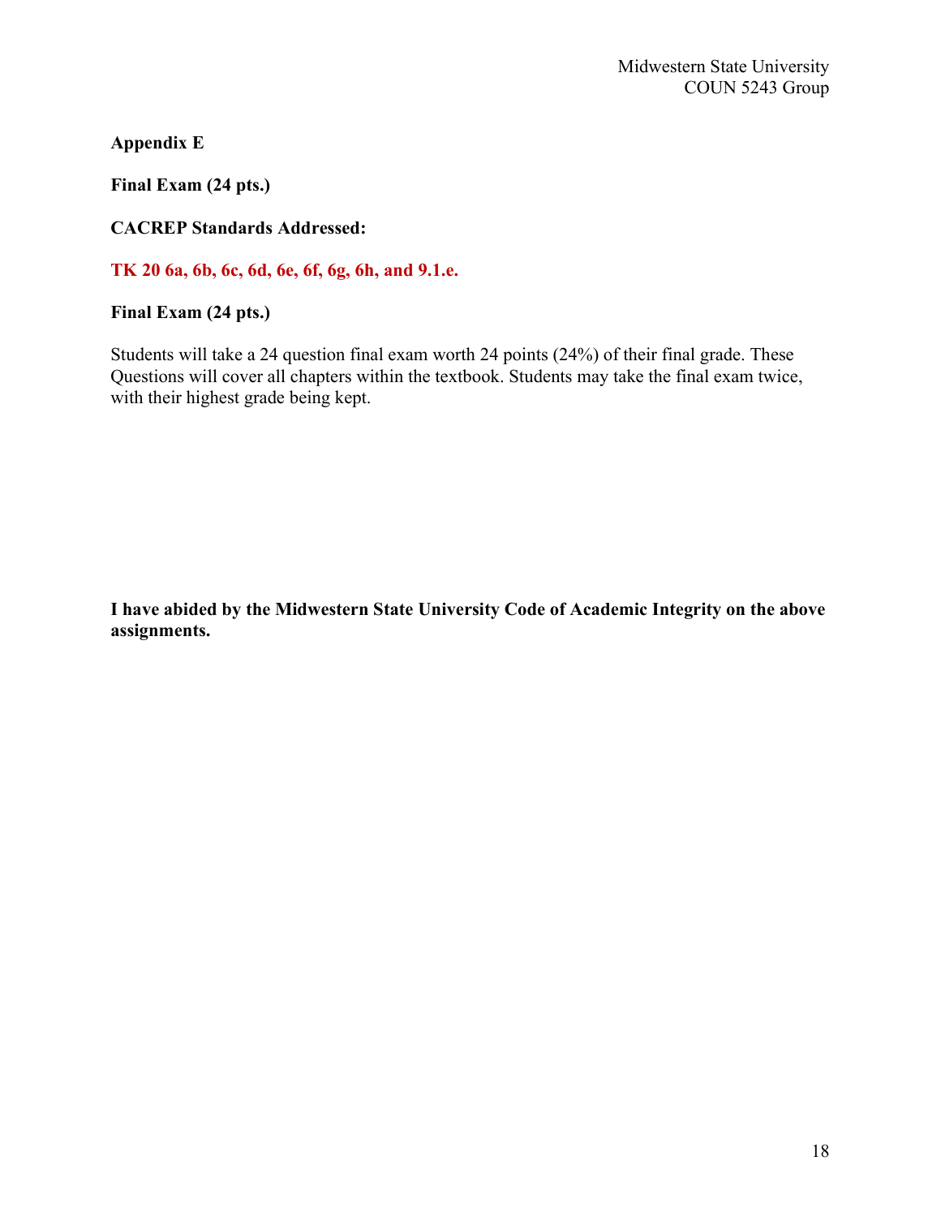**Appendix E**

**Final Exam (24 pts.)**

**CACREP Standards Addressed:**

**TK 20 6a, 6b, 6c, 6d, 6e, 6f, 6g, 6h, and 9.1.e.**

**Final Exam (24 pts.)**

Students will take a 24 question final exam worth 24 points (24%) of their final grade. These Questions will cover all chapters within the textbook. Students may take the final exam twice, with their highest grade being kept.

**I have abided by the Midwestern State University Code of Academic Integrity on the above assignments.**